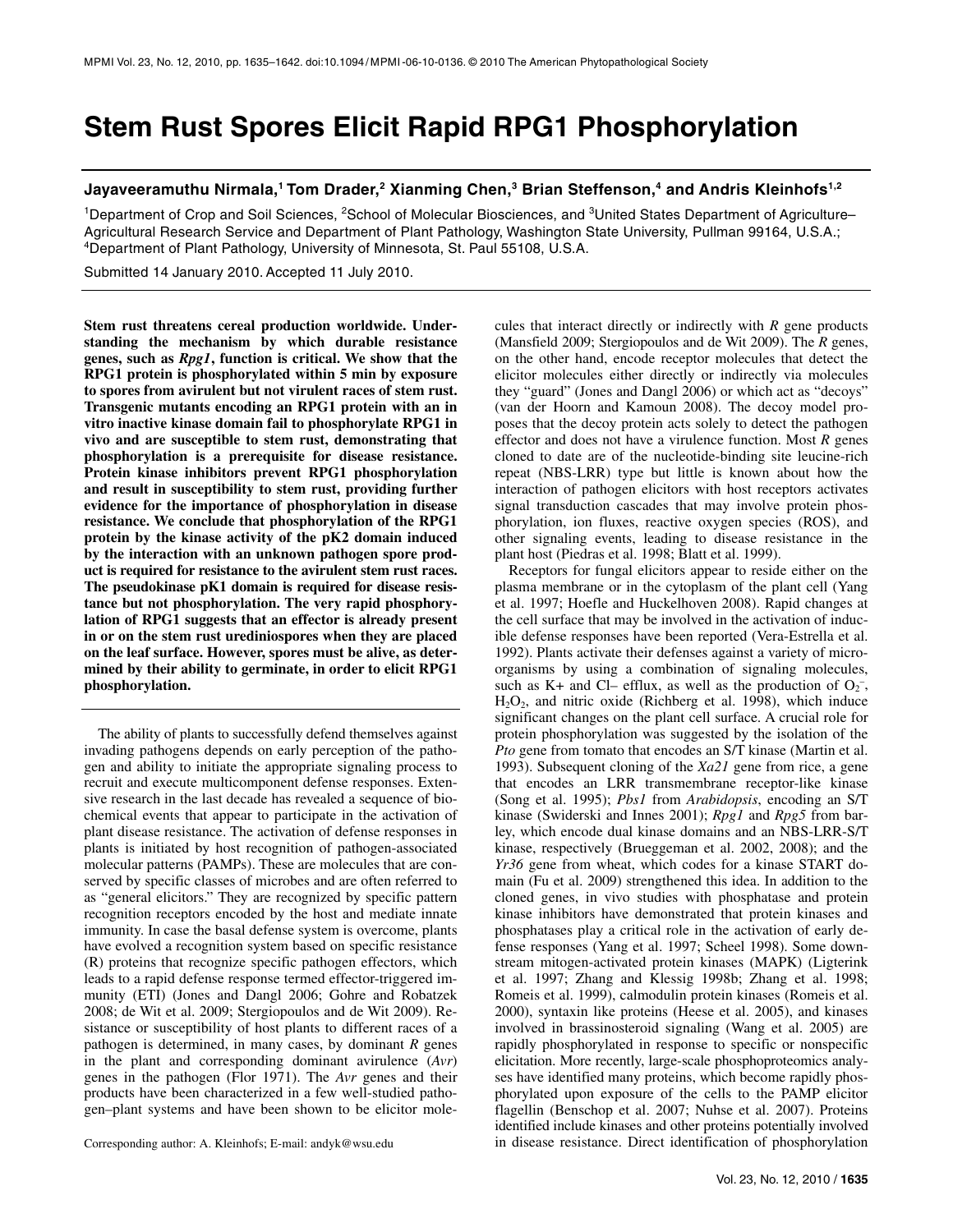# Stem Rust Spores Elicit Rapid RPG1 Phosphorylation

**Jayaveeramuthu Nirmala,[1] Tom Drader,[2] Xianming Chen,[3] Brian Steffenson,[4] and Andris Kleinhofs[1,2]**

[1]Department of Crop and Soil Sciences, [2]School of Molecular Biosciences, and [3]United States Department of Agriculture–Agricultural Research Service and Department of Plant Pathology, Washington State University, Pullman 99164, U.S.A.; [4]Department of Plant Pathology, University of Minnesota, St. Paul 55108, U.S.A.

Submitted 14 January 2010. Accepted 11 July 2010.

**Stem rust threatens cereal production worldwide. Understanding the mechanism by which durable resistance genes, such as *Rpg1*, function is critical. We show that the RPG1 protein is phosphorylated within 5 min by exposure to spores from avirulent but not virulent races of stem rust. Transgenic mutants encoding an RPG1 protein with an in vitro inactive kinase domain fail to phosphorylate RPG1 in vivo and are susceptible to stem rust, demonstrating that phosphorylation is a prerequisite for disease resistance. Protein kinase inhibitors prevent RPG1 phosphorylation and result in susceptibility to stem rust, providing further evidence for the importance of phosphorylation in disease resistance. We conclude that phosphorylation of the RPG1 protein by the kinase activity of the pK2 domain induced by the interaction with an unknown pathogen spore product is required for resistance to the avirulent stem rust races. The pseudokinase pK1 domain is required for disease resistance but not phosphorylation. The very rapid phosphorylation of RPG1 suggests that an effector is already present in or on the stem rust urediniospores when they are placed on the leaf surface. However, spores must be alive, as determined by their ability to germinate, in order to elicit RPG1 phosphorylation.**

The ability of plants to successfully defend themselves against invading pathogens depends on early perception of the pathogen and ability to initiate the appropriate signaling process to recruit and execute multicomponent defense responses. Extensive research in the last decade has revealed a sequence of biochemical events that appear to participate in the activation of plant disease resistance. The activation of defense responses in plants is initiated by host recognition of pathogen-associated molecular patterns (PAMPs). These are molecules that are conserved by specific classes of microbes and are often referred to as "general elicitors." They are recognized by specific pattern recognition receptors encoded by the host and mediate innate immunity. In case the basal defense system is overcome, plants have evolved a recognition system based on specific resistance (R) proteins that recognize specific pathogen effectors, which leads to a rapid defense response termed effector-triggered immunity (ETI) (Jones and Dangl 2006; Gohre and Robatzek 2008; de Wit et al. 2009; Stergiopoulos and de Wit 2009). Resistance or susceptibility of host plants to different races of a pathogen is determined, in many cases, by dominant *R* genes in the plant and corresponding dominant avirulence (*Avr*) genes in the pathogen (Flor 1971). The *Avr* genes and their products have been characterized in a few well-studied pathogen–plant systems and have been shown to be elicitor molecules that interact directly or indirectly with *R* gene products (Mansfield 2009; Stergiopoulos and de Wit 2009). The *R* genes, on the other hand, encode receptor molecules that detect the elicitor molecules either directly or indirectly via molecules they "guard" (Jones and Dangl 2006) or which act as "decoys" (van der Hoorn and Kamoun 2008). The decoy model proposes that the decoy protein acts solely to detect the pathogen effector and does not have a virulence function. Most *R* genes cloned to date are of the nucleotide-binding site leucine-rich repeat (NBS-LRR) type but little is known about how the interaction of pathogen elicitors with host receptors activates signal transduction cascades that may involve protein phosphorylation, ion fluxes, reactive oxygen species (ROS), and other signaling events, leading to disease resistance in the plant host (Piedras et al. 1998; Blatt et al. 1999).

Receptors for fungal elicitors appear to reside either on the plasma membrane or in the cytoplasm of the plant cell (Yang et al. 1997; Hoefle and Huckelhoven 2008). Rapid changes at the cell surface that may be involved in the activation of inducible defense responses have been reported (Vera-Estrella et al. 1992). Plants activate their defenses against a variety of microorganisms by using a combination of signaling molecules, such as K+ and Cl– efflux, as well as the production of $O_2^-$, $H_2O_2$, and nitric oxide (Richberg et al. 1998), which induce significant changes on the plant cell surface. A crucial role for protein phosphorylation was suggested by the isolation of the *Pto* gene from tomato that encodes an S/T kinase (Martin et al. 1993). Subsequent cloning of the *Xa21* gene from rice, a gene that encodes an LRR transmembrane receptor-like kinase (Song et al. 1995); *Pbs1* from *Arabidopsis*, encoding an S/T kinase (Swiderski and Innes 2001); *Rpg1* and *Rpg5* from barley, which encode dual kinase domains and an NBS-LRR-S/T kinase, respectively (Brueggeman et al. 2002, 2008); and the *Yr36* gene from wheat, which codes for a kinase START domain (Fu et al. 2009) strengthened this idea. In addition to the cloned genes, in vivo studies with phosphatase and protein kinase inhibitors have demonstrated that protein kinases and phosphatases play a critical role in the activation of early defense responses (Yang et al. 1997; Scheel 1998). Some downstream mitogen-activated protein kinases (MAPK) (Ligterink et al. 1997; Zhang and Klessig 1998b; Zhang et al. 1998; Romeis et al. 1999), calmodulin protein kinases (Romeis et al. 2000), syntaxin like proteins (Heese et al. 2005), and kinases involved in brassinosteroid signaling (Wang et al. 2005) are rapidly phosphorylated in response to specific or nonspecific elicitation. More recently, large-scale phosphoproteomics analyses have identified many proteins, which become rapidly phosphorylated upon exposure of the cells to the PAMP elicitor flagellin (Benschop et al. 2007; Nuhse et al. 2007). Proteins identified include kinases and other proteins potentially involved in disease resistance. Direct identification of phosphorylation

Corresponding author: A. Kleinhofs; E-mail: andyk@wsu.edu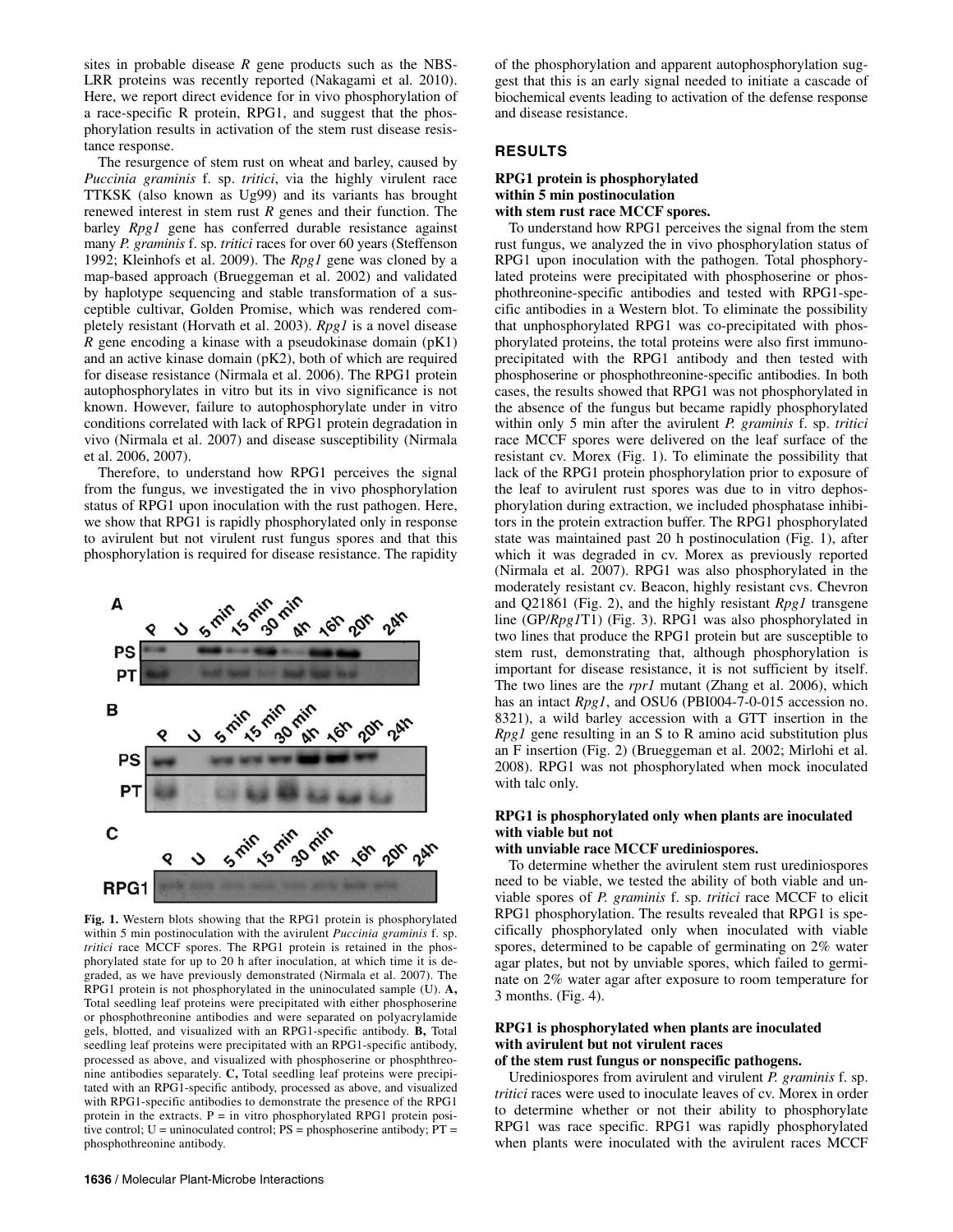sites in probable disease *R* gene products such as the NBS-LRR proteins was recently reported (Nakagami et al. 2010). Here, we report direct evidence for in vivo phosphorylation of a race-specific R protein, RPG1, and suggest that the phosphorylation results in activation of the stem rust disease resistance response.

The resurgence of stem rust on wheat and barley, caused by *Puccinia graminis* f. sp. *tritici*, via the highly virulent race TTKSK (also known as Ug99) and its variants has brought renewed interest in stem rust *R* genes and their function. The barley *Rpg1* gene has conferred durable resistance against many *P. graminis* f. sp. *tritici* races for over 60 years (Steffenson 1992; Kleinhofs et al. 2009). The *Rpg1* gene was cloned by a map-based approach (Brueggeman et al. 2002) and validated by haplotype sequencing and stable transformation of a susceptible cultivar, Golden Promise, which was rendered completely resistant (Horvath et al. 2003). *Rpg1* is a novel disease *R* gene encoding a kinase with a pseudokinase domain (pK1) and an active kinase domain (pK2), both of which are required for disease resistance (Nirmala et al. 2006). The RPG1 protein autophosphorylates in vitro but its in vivo significance is not known. However, failure to autophosphorylate under in vitro conditions correlated with lack of RPG1 protein degradation in vivo (Nirmala et al. 2007) and disease susceptibility (Nirmala et al. 2006, 2007).

Therefore, to understand how RPG1 perceives the signal from the fungus, we investigated the in vivo phosphorylation status of RPG1 upon inoculation with the rust pathogen. Here, we show that RPG1 is rapidly phosphorylated only in response to avirulent but not virulent rust fungus spores and that this phosphorylation is required for disease resistance. The rapidity of the phosphorylation and apparent autophosphorylation suggest that this is an early signal needed to initiate a cascade of biochemical events leading to activation of the defense response and disease resistance.

**Fig. 1.** Western blots showing that the RPG1 protein is phosphorylated within 5 min postinoculation with the avirulent *Puccinia graminis* f. sp. *tritici* race MCCF spores. The RPG1 protein is retained in the phosphorylated state for up to 20 h after inoculation, at which time it is degraded, as we have previously demonstrated (Nirmala et al. 2007). The RPG1 protein is not phosphorylated in the uninoculated sample (U). **A,** Total seedling leaf proteins were precipitated with either phosphoserine or phosphothreonine antibodies and were separated on polyacrylamide gels, blotted, and visualized with an RPG1-specific antibody. **B,** Total seedling leaf proteins were precipitated with an RPG1-specific antibody, processed as above, and visualized with phosphoserine or phosphthreonine antibodies separately. **C,** Total seedling leaf proteins were precipitated with an RPG1-specific antibody, processed as above, and visualized with RPG1-specific antibodies to demonstrate the presence of the RPG1 protein in the extracts. P = in vitro phosphorylated RPG1 protein positive control; U = uninoculated control; PS = phosphoserine antibody; PT = phosphothreonine antibody.

## RESULTS

### RPG1 protein is phosphorylated within 5 min postinoculation with stem rust race MCCF spores.

To understand how RPG1 perceives the signal from the stem rust fungus, we analyzed the in vivo phosphorylation status of RPG1 upon inoculation with the pathogen. Total phosphorylated proteins were precipitated with phosphoserine or phosphothreonine-specific antibodies and tested with RPG1-specific antibodies in a Western blot. To eliminate the possibility that unphosphorylated RPG1 was co-precipitated with phosphorylated proteins, the total proteins were also first immunoprecipitated with the RPG1 antibody and then tested with phosphoserine or phosphothreonine-specific antibodies. In both cases, the results showed that RPG1 was not phosphorylated in the absence of the fungus but became rapidly phosphorylated within only 5 min after the avirulent *P. graminis* f. sp. *tritici* race MCCF spores were delivered on the leaf surface of the resistant cv. Morex (Fig. 1). To eliminate the possibility that lack of the RPG1 protein phosphorylation prior to exposure of the leaf to avirulent rust spores was due to in vitro dephosphorylation during extraction, we included phosphatase inhibitors in the protein extraction buffer. The RPG1 phosphorylated state was maintained past 20 h postinoculation (Fig. 1), after which it was degraded in cv. Morex as previously reported (Nirmala et al. 2007). RPG1 was also phosphorylated in the moderately resistant cv. Beacon, highly resistant cvs. Chevron and Q21861 (Fig. 2), and the highly resistant *Rpg1* transgene line (GP/*Rpg1*T1) (Fig. 3). RPG1 was also phosphorylated in two lines that produce the RPG1 protein but are susceptible to stem rust, demonstrating that, although phosphorylation is important for disease resistance, it is not sufficient by itself. The two lines are the *rpr1* mutant (Zhang et al. 2006), which has an intact *Rpg1*, and OSU6 (PBI004-7-0-015 accession no. 8321), a wild barley accession with a GTT insertion in the *Rpg1* gene resulting in an S to R amino acid substitution plus an F insertion (Fig. 2) (Brueggeman et al. 2002; Mirlohi et al. 2008). RPG1 was not phosphorylated when mock inoculated with talc only.

### RPG1 is phosphorylated only when plants are inoculated with viable but not with unviable race MCCF urediniospores.

To determine whether the avirulent stem rust urediniospores need to be viable, we tested the ability of both viable and unviable spores of *P. graminis* f. sp. *tritici* race MCCF to elicit RPG1 phosphorylation. The results revealed that RPG1 is specifically phosphorylated only when inoculated with viable spores, determined to be capable of germinating on 2% water agar plates, but not by unviable spores, which failed to germinate on 2% water agar after exposure to room temperature for 3 months. (Fig. 4).

### RPG1 is phosphorylated when plants are inoculated with avirulent but not virulent races of the stem rust fungus or nonspecific pathogens.

Urediniospores from avirulent and virulent *P. graminis* f. sp. *tritici* races were used to inoculate leaves of cv. Morex in order to determine whether or not their ability to phosphorylate RPG1 was race specific. RPG1 was rapidly phosphorylated when plants were inoculated with the avirulent races MCCF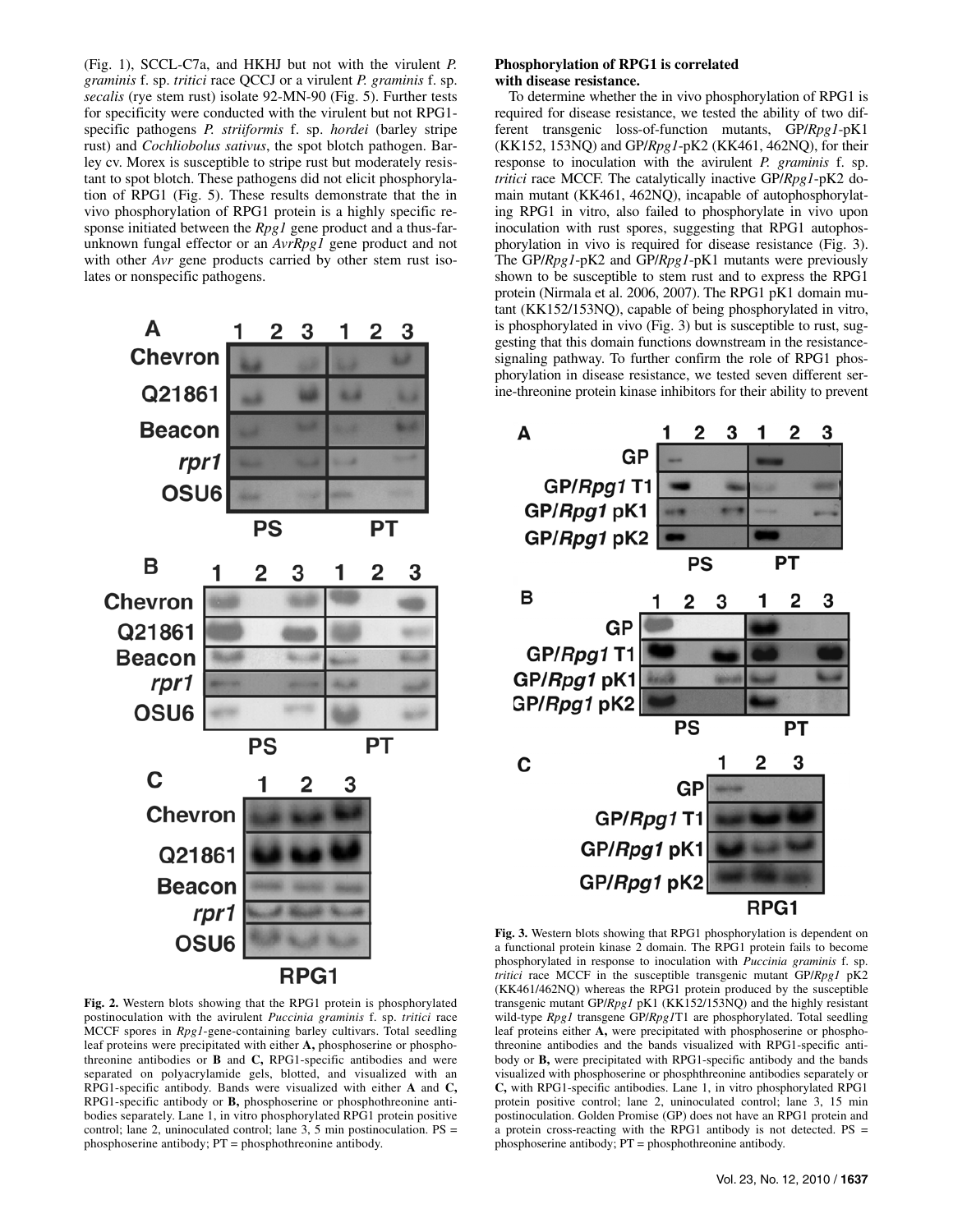(Fig. 1), SCCL-C7a, and HKHJ but not with the virulent *P. graminis* f. sp. *tritici* race QCCJ or a virulent *P. graminis* f. sp. *secalis* (rye stem rust) isolate 92-MN-90 (Fig. 5). Further tests for specificity were conducted with the virulent but not RPG1-specific pathogens *P. striiformis* f. sp. *hordei* (barley stripe rust) and *Cochliobolus sativus*, the spot blotch pathogen. Barley cv. Morex is susceptible to stripe rust but moderately resistant to spot blotch. These pathogens did not elicit phosphorylation of RPG1 (Fig. 5). These results demonstrate that the in vivo phosphorylation of RPG1 protein is a highly specific response initiated between the *Rpg1* gene product and a thus-far-unknown fungal effector or an *AvrRpg1* gene product and not with other *Avr* gene products carried by other stem rust isolates or nonspecific pathogens.

**Fig. 2.** Western blots showing that the RPG1 protein is phosphorylated postinoculation with the avirulent *Puccinia graminis* f. sp. *tritici* race MCCF spores in *Rpg1*-gene-containing barley cultivars. Total seedling leaf proteins were precipitated with either **A,** phosphoserine or phosphothreonine antibodies or **B** and **C,** RPG1-specific antibodies and were separated on polyacrylamide gels, blotted, and visualized with an RPG1-specific antibody. Bands were visualized with either **A** and **C,** RPG1-specific antibody or **B,** phosphoserine or phosphothreonine antibodies separately. Lane 1, in vitro phosphorylated RPG1 protein positive control; lane 2, uninoculated control; lane 3, 5 min postinoculation. PS = phosphoserine antibody; PT = phosphothreonine antibody.

### Phosphorylation of RPG1 is correlated with disease resistance.

To determine whether the in vivo phosphorylation of RPG1 is required for disease resistance, we tested the ability of two different transgenic loss-of-function mutants, GP/*Rpg1*-pK1 (KK152, 153NQ) and GP/*Rpg1*-pK2 (KK461, 462NQ), for their response to inoculation with the avirulent *P. graminis* f. sp. *tritici* race MCCF. The catalytically inactive GP/*Rpg1*-pK2 domain mutant (KK461, 462NQ), incapable of autophosphorylating RPG1 in vitro, also failed to phosphorylate in vivo upon inoculation with rust spores, suggesting that RPG1 autophosphorylation in vivo is required for disease resistance (Fig. 3). The GP/*Rpg1*-pK2 and GP/*Rpg1*-pK1 mutants were previously shown to be susceptible to stem rust and to express the RPG1 protein (Nirmala et al. 2006, 2007). The RPG1 pK1 domain mutant (KK152/153NQ), capable of being phosphorylated in vitro, is phosphorylated in vivo (Fig. 3) but is susceptible to rust, suggesting that this domain functions downstream in the resistance-signaling pathway. To further confirm the role of RPG1 phosphorylation in disease resistance, we tested seven different serine-threonine protein kinase inhibitors for their ability to prevent

**Fig. 3.** Western blots showing that RPG1 phosphorylation is dependent on a functional protein kinase 2 domain. The RPG1 protein fails to become phosphorylated in response to inoculation with *Puccinia graminis* f. sp. *tritici* race MCCF in the susceptible transgenic mutant GP/*Rpg1* pK2 (KK461/462NQ) whereas the RPG1 protein produced by the susceptible transgenic mutant GP/*Rpg1* pK1 (KK152/153NQ) and the highly resistant wild-type *Rpg1* transgene GP/*Rpg1*T1 are phosphorylated. Total seedling leaf proteins either **A,** were precipitated with phosphoserine or phosphothreonine antibodies and the bands visualized with RPG1-specific antibody or **B,** were precipitated with RPG1-specific antibody and the bands visualized with phosphoserine or phosphthreonine antibodies separately or **C,** with RPG1-specific antibodies. Lane 1, in vitro phosphorylated RPG1 protein positive control; lane 2, uninoculated control; lane 3, 15 min postinoculation. Golden Promise (GP) does not have an RPG1 protein and a protein cross-reacting with the RPG1 antibody is not detected. PS = phosphoserine antibody; PT = phosphothreonine antibody.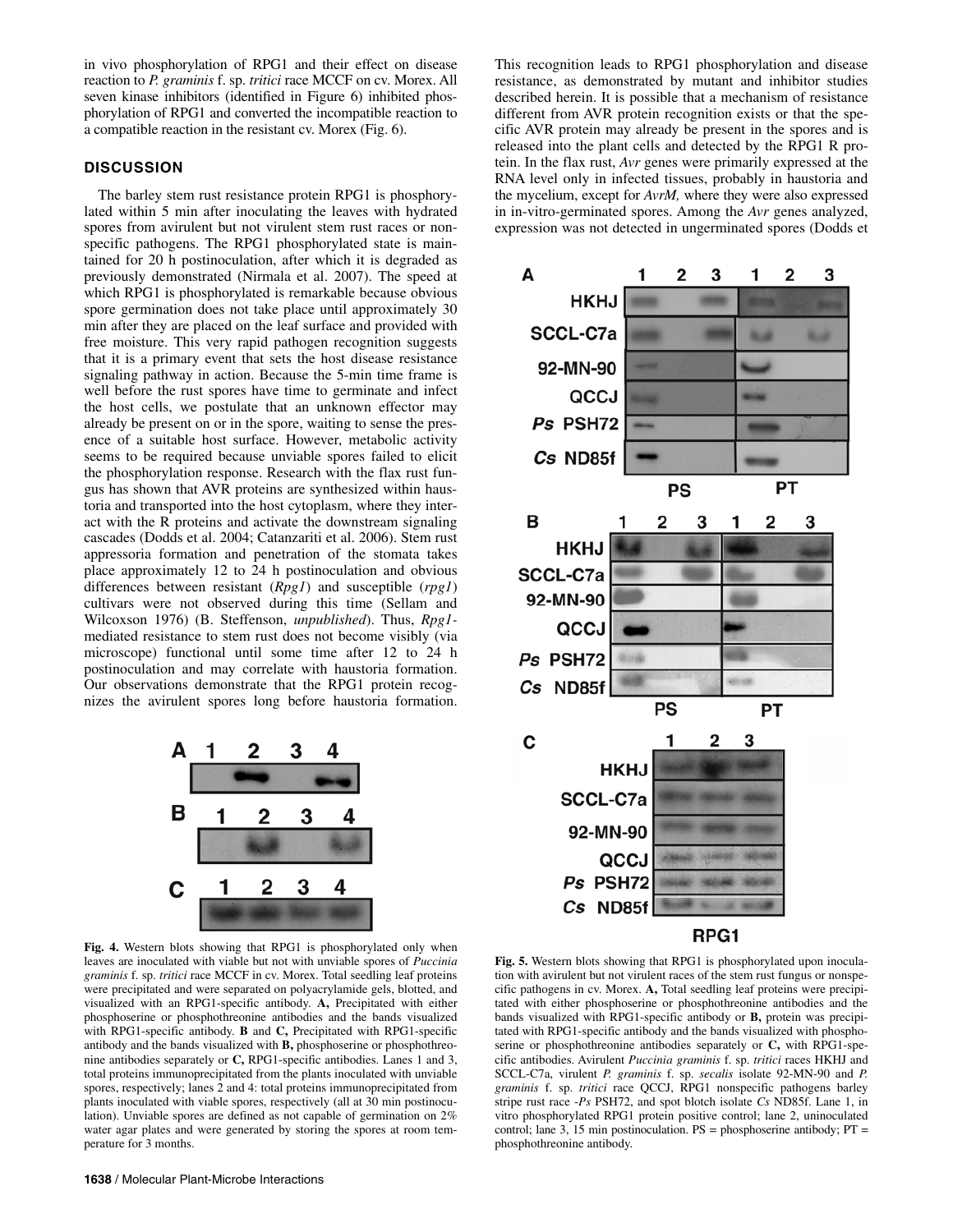in vivo phosphorylation of RPG1 and their effect on disease reaction to *P. graminis* f. sp. *tritici* race MCCF on cv. Morex. All seven kinase inhibitors (identified in Figure 6) inhibited phosphorylation of RPG1 and converted the incompatible reaction to a compatible reaction in the resistant cv. Morex (Fig. 6).

## DISCUSSION

The barley stem rust resistance protein RPG1 is phosphorylated within 5 min after inoculating the leaves with hydrated spores from avirulent but not virulent stem rust races or nonspecific pathogens. The RPG1 phosphorylated state is maintained for 20 h postinoculation, after which it is degraded as previously demonstrated (Nirmala et al. 2007). The speed at which RPG1 is phosphorylated is remarkable because obvious spore germination does not take place until approximately 30 min after they are placed on the leaf surface and provided with free moisture. This very rapid pathogen recognition suggests that it is a primary event that sets the host disease resistance signaling pathway in action. Because the 5-min time frame is well before the rust spores have time to germinate and infect the host cells, we postulate that an unknown effector may already be present on or in the spore, waiting to sense the presence of a suitable host surface. However, metabolic activity seems to be required because unviable spores failed to elicit the phosphorylation response. Research with the flax rust fungus has shown that AVR proteins are synthesized within haustoria and transported into the host cytoplasm, where they interact with the R proteins and activate the downstream signaling cascades (Dodds et al. 2004; Catanzariti et al. 2006). Stem rust appressoria formation and penetration of the stomata takes place approximately 12 to 24 h postinoculation and obvious differences between resistant (*Rpg1*) and susceptible (*rpg1*) cultivars were not observed during this time (Sellam and Wilcoxson 1976) (B. Steffenson, *unpublished*). Thus, *Rpg1*-mediated resistance to stem rust does not become visibly (via microscope) functional until some time after 12 to 24 h postinoculation and may correlate with haustoria formation. Our observations demonstrate that the RPG1 protein recognizes the avirulent spores long before haustoria formation. This recognition leads to RPG1 phosphorylation and disease resistance, as demonstrated by mutant and inhibitor studies described herein. It is possible that a mechanism of resistance different from AVR protein recognition exists or that the specific AVR protein may already be present in the spores and is released into the plant cells and detected by the RPG1 R protein. In the flax rust, *Avr* genes were primarily expressed at the RNA level only in infected tissues, probably in haustoria and the mycelium, except for *AvrM,* where they were also expressed in in-vitro-germinated spores. Among the *Avr* genes analyzed, expression was not detected in ungerminated spores (Dodds et

**Fig. 4.** Western blots showing that RPG1 is phosphorylated only when leaves are inoculated with viable but not with unviable spores of *Puccinia graminis* f. sp. *tritici* race MCCF in cv. Morex. Total seedling leaf proteins were precipitated and were separated on polyacrylamide gels, blotted, and visualized with an RPG1-specific antibody. **A,** Precipitated with either phosphoserine or phosphothreonine antibodies and the bands visualized with RPG1-specific antibody. **B** and **C,** Precipitated with RPG1-specific antibody and the bands visualized with **B,** phosphoserine or phosphothreonine antibodies separately or **C,** RPG1-specific antibodies. Lanes 1 and 3, total proteins immunoprecipitated from the plants inoculated with unviable spores, respectively; lanes 2 and 4: total proteins immunoprecipitated from plants inoculated with viable spores, respectively (all at 30 min postinoculation). Unviable spores are defined as not capable of germination on 2% water agar plates and were generated by storing the spores at room temperature for 3 months.

**Fig. 5.** Western blots showing that RPG1 is phosphorylated upon inoculation with avirulent but not virulent races of the stem rust fungus or nonspecific pathogens in cv. Morex. **A,** Total seedling leaf proteins were precipitated with either phosphoserine or phosphothreonine antibodies and the bands visualized with RPG1-specific antibody or **B,** protein was precipitated with RPG1-specific antibody and the bands visualized with phosphoserine or phosphothreonine antibodies separately or **C,** with RPG1-specific antibodies. Avirulent *Puccinia graminis* f. sp. *tritici* races HKHJ and SCCL-C7a, virulent *P. graminis* f. sp. *secalis* isolate 92-MN-90 and *P. graminis* f. sp. *tritici* race QCCJ, RPG1 nonspecific pathogens barley stripe rust race -*Ps* PSH72, and spot blotch isolate *Cs* ND85f. Lane 1, in vitro phosphorylated RPG1 protein positive control; lane 2, uninoculated control; lane 3, 15 min postinoculation. PS = phosphoserine antibody; PT = phosphothreonine antibody.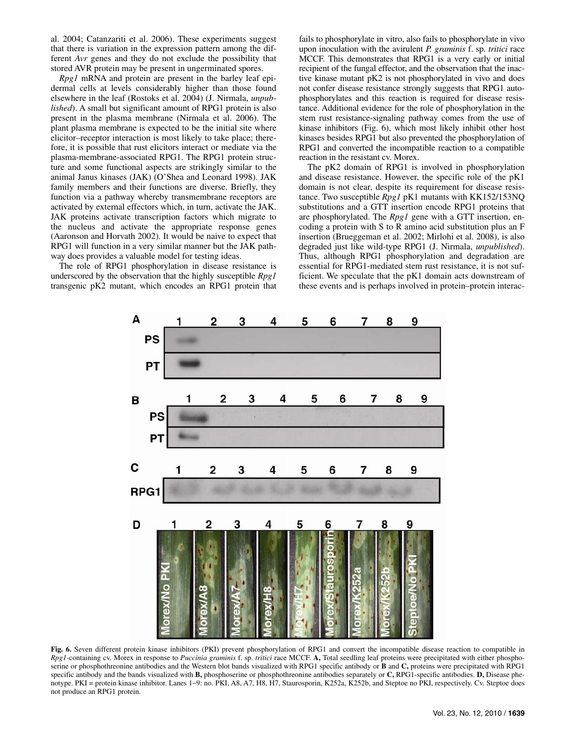al. 2004; Catanzariti et al. 2006). These experiments suggest that there is variation in the expression pattern among the different *Avr* genes and they do not exclude the possibility that stored AVR protein may be present in ungerminated spores.

*Rpg1* mRNA and protein are present in the barley leaf epidermal cells at levels considerably higher than those found elsewhere in the leaf (Rostoks et al. 2004) (J. Nirmala, *unpublished*). A small but significant amount of RPG1 protein is also present in the plasma membrane (Nirmala et al. 2006). The plant plasma membrane is expected to be the initial site where elicitor–receptor interaction is most likely to take place; therefore, it is possible that rust elicitors interact or mediate via the plasma-membrane-associated RPG1. The RPG1 protein structure and some functional aspects are strikingly similar to the animal Janus kinases (JAK) (O'Shea and Leonard 1998). JAK family members and their functions are diverse. Briefly, they function via a pathway whereby transmembrane receptors are activated by external effectors which, in turn, activate the JAK. JAK proteins activate transcription factors which migrate to the nucleus and activate the appropriate response genes (Aaronson and Horvath 2002). It would be naive to expect that RPG1 will function in a very similar manner but the JAK pathway does provides a valuable model for testing ideas.

The role of RPG1 phosphorylation in disease resistance is underscored by the observation that the highly susceptible *Rpg1* transgenic pK2 mutant, which encodes an RPG1 protein that fails to phosphorylate in vitro, also fails to phosphorylate in vivo upon inoculation with the avirulent *P. graminis* f. sp. *tritici* race MCCF. This demonstrates that RPG1 is a very early or initial recipient of the fungal effector, and the observation that the inactive kinase mutant pK2 is not phosphorylated in vivo and does not confer disease resistance strongly suggests that RPG1 autophosphorylates and this reaction is required for disease resistance. Additional evidence for the role of phosphorylation in the stem rust resistance-signaling pathway comes from the use of kinase inhibitors (Fig. 6), which most likely inhibit other host kinases besides RPG1 but also prevented the phosphorylation of RPG1 and converted the incompatible reaction to a compatible reaction in the resistant cv. Morex.

The pK2 domain of RPG1 is involved in phosphorylation and disease resistance. However, the specific role of the pK1 domain is not clear, despite its requirement for disease resistance. Two susceptible *Rpg1* pK1 mutants with KK152/153NQ substitutions and a GTT insertion encode RPG1 proteins that are phosphorylated. The *Rpg1* gene with a GTT insertion, encoding a protein with S to R amino acid substitution plus an F insertion (Brueggeman et al. 2002; Mirlohi et al. 2008), is also degraded just like wild-type RPG1 (J. Nirmala, *unpublished*). Thus, although RPG1 phosphorylation and degradation are essential for RPG1-mediated stem rust resistance, it is not sufficient. We speculate that the pK1 domain acts downstream of these events and is perhaps involved in protein–protein interac-

**Fig. 6.** Seven different protein kinase inhibitors (PKI) prevent phosphorylation of RPG1 and convert the incompatible disease reaction to compatible in *Rpg1*-containing cv. Morex in response to *Puccinia graminis* f. sp. *tritici* race MCCF. **A,** Total seedling leaf proteins were precipitated with either phosphoserine or phosphothreonine antibodies and the Western blot bands visualized with RPG1 specific antibody or **B** and **C,** proteins were precipitated with RPG1 specific antibody and the bands visualized with **B,** phosphoserine or phosphothreonine antibodies separately or **C,** RPG1-specific antibodies. **D,** Disease phenotype. PKI = protein kinase inhibitor. Lanes 1–9: no. PKI, A8, A7, H8, H7, Staurosporin, K252a, K252b, and Steptoe no PKI, respectively. Cv. Steptoe does not produce an RPG1 protein.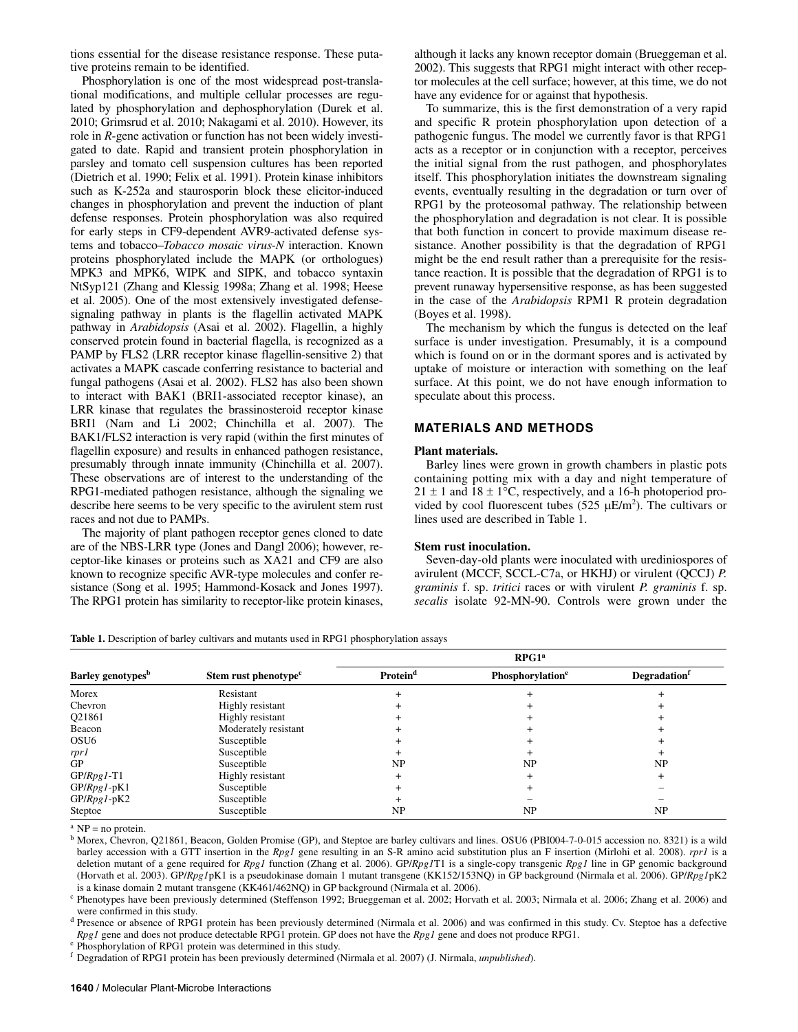tions essential for the disease resistance response. These putative proteins remain to be identified.

Phosphorylation is one of the most widespread post-translational modifications, and multiple cellular processes are regulated by phosphorylation and dephosphorylation (Durek et al. 2010; Grimsrud et al. 2010; Nakagami et al. 2010). However, its role in *R*-gene activation or function has not been widely investigated to date. Rapid and transient protein phosphorylation in parsley and tomato cell suspension cultures has been reported (Dietrich et al. 1990; Felix et al. 1991). Protein kinase inhibitors such as K-252a and staurosporin block these elicitor-induced changes in phosphorylation and prevent the induction of plant defense responses. Protein phosphorylation was also required for early steps in CF9-dependent AVR9-activated defense systems and tobacco–*Tobacco mosaic virus-N* interaction. Known proteins phosphorylated include the MAPK (or orthologues) MPK3 and MPK6, WIPK and SIPK, and tobacco syntaxin NtSyp121 (Zhang and Klessig 1998a; Zhang et al. 1998; Heese et al. 2005). One of the most extensively investigated defense-signaling pathway in plants is the flagellin activated MAPK pathway in *Arabidopsis* (Asai et al. 2002). Flagellin, a highly conserved protein found in bacterial flagella, is recognized as a PAMP by FLS2 (LRR receptor kinase flagellin-sensitive 2) that activates a MAPK cascade conferring resistance to bacterial and fungal pathogens (Asai et al. 2002). FLS2 has also been shown to interact with BAK1 (BRI1-associated receptor kinase), an LRR kinase that regulates the brassinosteroid receptor kinase BRI1 (Nam and Li 2002; Chinchilla et al. 2007). The BAK1/FLS2 interaction is very rapid (within the first minutes of flagellin exposure) and results in enhanced pathogen resistance, presumably through innate immunity (Chinchilla et al. 2007). These observations are of interest to the understanding of the RPG1-mediated pathogen resistance, although the signaling we describe here seems to be very specific to the avirulent stem rust races and not due to PAMPs.

The majority of plant pathogen receptor genes cloned to date are of the NBS-LRR type (Jones and Dangl 2006); however, receptor-like kinases or proteins such as XA21 and CF9 are also known to recognize specific AVR-type molecules and confer resistance (Song et al. 1995; Hammond-Kosack and Jones 1997). The RPG1 protein has similarity to receptor-like protein kinases, although it lacks any known receptor domain (Brueggeman et al. 2002). This suggests that RPG1 might interact with other receptor molecules at the cell surface; however, at this time, we do not have any evidence for or against that hypothesis.

To summarize, this is the first demonstration of a very rapid and specific R protein phosphorylation upon detection of a pathogenic fungus. The model we currently favor is that RPG1 acts as a receptor or in conjunction with a receptor, perceives the initial signal from the rust pathogen, and phosphorylates itself. This phosphorylation initiates the downstream signaling events, eventually resulting in the degradation or turn over of RPG1 by the proteosomal pathway. The relationship between the phosphorylation and degradation is not clear. It is possible that both function in concert to provide maximum disease resistance. Another possibility is that the degradation of RPG1 might be the end result rather than a prerequisite for the resistance reaction. It is possible that the degradation of RPG1 is to prevent runaway hypersensitive response, as has been suggested in the case of the *Arabidopsis* RPM1 R protein degradation (Boyes et al. 1998).

The mechanism by which the fungus is detected on the leaf surface is under investigation. Presumably, it is a compound which is found on or in the dormant spores and is activated by uptake of moisture or interaction with something on the leaf surface. At this point, we do not have enough information to speculate about this process.

## MATERIALS AND METHODS

### Plant materials.

Barley lines were grown in growth chambers in plastic pots containing potting mix with a day and night temperature of 21 ± 1 and 18 ± 1°C, respectively, and a 16-h photoperiod provided by cool fluorescent tubes (525 μE/m$^2$). The cultivars or lines used are described in Table 1.

### Stem rust inoculation.

Seven-day-old plants were inoculated with urediniospores of avirulent (MCCF, SCCL-C7a, or HKHJ) or virulent (QCCJ) *P. graminis* f. sp. *tritici* races or with virulent *P. graminis* f. sp. *secalis* isolate 92-MN-90. Controls were grown under the

**Table 1.** Description of barley cultivars and mutants used in RPG1 phosphorylation assays

| Barley genotypes[b] | Stem rust phenotype[c] | RPG1[a] | | |
|---|---|---|---|---|
| | | Protein[d] | Phosphorylation[e] | Degradation[f] |
| Morex | Resistant | + | + | + |
| Chevron | Highly resistant | + | + | + |
| Q21861 | Highly resistant | + | + | + |
| Beacon | Moderately resistant | + | + | + |
| OSU6 | Susceptible | + | + | + |
| *rpr1* | Susceptible | + | + | + |
| GP | Susceptible | NP | NP | NP |
| GP/*Rpg1*-T1 | Highly resistant | + | + | + |
| GP/*Rpg1*-pK1 | Susceptible | + | + | – |
| GP/*Rpg1*-pK2 | Susceptible | + | – | – |
| Steptoe | Susceptible | NP | NP | NP |

[a] NP = no protein.

[b] Morex, Chevron, Q21861, Beacon, Golden Promise (GP), and Steptoe are barley cultivars and lines. OSU6 (PBI004-7-0-015 accession no. 8321) is a wild barley accession with a GTT insertion in the *Rpg1* gene resulting in an S-R amino acid substitution plus an F insertion (Mirlohi et al. 2008). *rpr1* is a deletion mutant of a gene required for *Rpg1* function (Zhang et al. 2006). GP/*Rpg1*T1 is a single-copy transgenic *Rpg1* line in GP genomic background (Horvath et al. 2003). GP/*Rpg1*pK1 is a pseudokinase domain 1 mutant transgene (KK152/153NQ) in GP background (Nirmala et al. 2006). GP/*Rpg1*pK2 is a kinase domain 2 mutant transgene (KK461/462NQ) in GP background (Nirmala et al. 2006).

[c] Phenotypes have been previously determined (Steffenson 1992; Brueggeman et al. 2002; Horvath et al. 2003; Nirmala et al. 2006; Zhang et al. 2006) and were confirmed in this study.

[d] Presence or absence of RPG1 protein has been previously determined (Nirmala et al. 2006) and was confirmed in this study. Cv. Steptoe has a defective *Rpg1* gene and does not produce detectable RPG1 protein. GP does not have the *Rpg1* gene and does not produce RPG1.

[e] Phosphorylation of RPG1 protein was determined in this study.

[f] Degradation of RPG1 protein has been previously determined (Nirmala et al. 2007) (J. Nirmala, *unpublished*).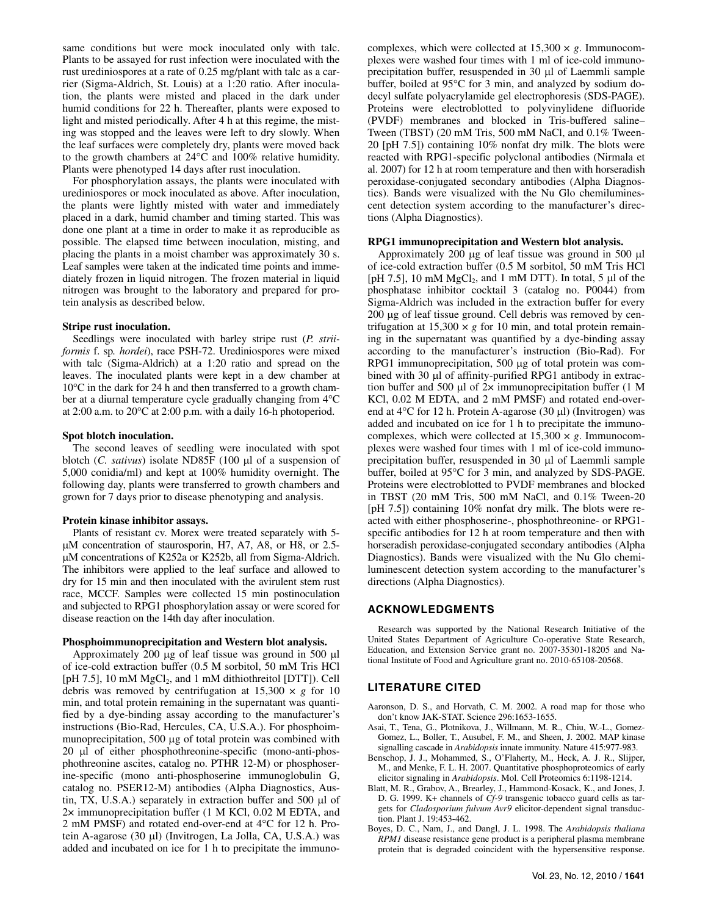same conditions but were mock inoculated only with talc. Plants to be assayed for rust infection were inoculated with the rust urediniospores at a rate of 0.25 mg/plant with talc as a carrier (Sigma-Aldrich, St. Louis) at a 1:20 ratio. After inoculation, the plants were misted and placed in the dark under humid conditions for 22 h. Thereafter, plants were exposed to light and misted periodically. After 4 h at this regime, the misting was stopped and the leaves were left to dry slowly. When the leaf surfaces were completely dry, plants were moved back to the growth chambers at 24°C and 100% relative humidity. Plants were phenotyped 14 days after rust inoculation.

For phosphorylation assays, the plants were inoculated with urediniospores or mock inoculated as above. After inoculation, the plants were lightly misted with water and immediately placed in a dark, humid chamber and timing started. This was done one plant at a time in order to make it as reproducible as possible. The elapsed time between inoculation, misting, and placing the plants in a moist chamber was approximately 30 s. Leaf samples were taken at the indicated time points and immediately frozen in liquid nitrogen. The frozen material in liquid nitrogen was brought to the laboratory and prepared for protein analysis as described below.

**Stripe rust inoculation.**

Seedlings were inoculated with barley stripe rust (*P. striiformis* f. sp. *hordei*), race PSH-72. Urediniospores were mixed with talc (Sigma-Aldrich) at a 1:20 ratio and spread on the leaves. The inoculated plants were kept in a dew chamber at 10°C in the dark for 24 h and then transferred to a growth chamber at a diurnal temperature cycle gradually changing from 4°C at 2:00 a.m. to 20°C at 2:00 p.m. with a daily 16-h photoperiod.

**Spot blotch inoculation.**

The second leaves of seedling were inoculated with spot blotch (*C. sativus*) isolate ND85F (100 µl of a suspension of 5,000 conidia/ml) and kept at 100% humidity overnight. The following day, plants were transferred to growth chambers and grown for 7 days prior to disease phenotyping and analysis.

**Protein kinase inhibitor assays.**

Plants of resistant cv. Morex were treated separately with 5-µM concentration of staurosporin, H7, A7, A8, or H8, or 2.5-µM concentrations of K252a or K252b, all from Sigma-Aldrich. The inhibitors were applied to the leaf surface and allowed to dry for 15 min and then inoculated with the avirulent stem rust race, MCCF. Samples were collected 15 min postinoculation and subjected to RPG1 phosphorylation assay or were scored for disease reaction on the 14th day after inoculation.

**Phosphoimmunoprecipitation and Western blot analysis.**

Approximately 200 µg of leaf tissue was ground in 500 µl of ice-cold extraction buffer (0.5 M sorbitol, 50 mM Tris HCl [pH 7.5], 10 mM $MgCl_2$, and 1 mM dithiothreitol [DTT]). Cell debris was removed by centrifugation at 15,300 × *g* for 10 min, and total protein remaining in the supernatant was quantified by a dye-binding assay according to the manufacturer's instructions (Bio-Rad, Hercules, CA, U.S.A.). For phosphoimmunoprecipitation, 500 µg of total protein was combined with 20 µl of either phosphothreonine-specific (mono-anti-phosphothreonine ascites, catalog no. PTHR 12-M) or phosphoserine-specific (mono anti-phosphoserine immunoglobulin G, catalog no. PSER12-M) antibodies (Alpha Diagnostics, Austin, TX, U.S.A.) separately in extraction buffer and 500 µl of 2× immunoprecipitation buffer (1 M KCl, 0.02 M EDTA, and 2 mM PMSF) and rotated end-over-end at 4°C for 12 h. Protein A-agarose (30 µl) (Invitrogen, La Jolla, CA, U.S.A.) was added and incubated on ice for 1 h to precipitate the immunocomplexes, which were collected at 15,300 × *g*. Immunocomplexes were washed four times with 1 ml of ice-cold immunoprecipitation buffer, resuspended in 30 µl of Laemmli sample buffer, boiled at 95°C for 3 min, and analyzed by sodium dodecyl sulfate polyacrylamide gel electrophoresis (SDS-PAGE). Proteins were electroblotted to polyvinylidene difluoride (PVDF) membranes and blocked in Tris-buffered saline–Tween (TBST) (20 mM Tris, 500 mM NaCl, and 0.1% Tween-20 [pH 7.5]) containing 10% nonfat dry milk. The blots were reacted with RPG1-specific polyclonal antibodies (Nirmala et al. 2007) for 12 h at room temperature and then with horseradish peroxidase-conjugated secondary antibodies (Alpha Diagnostics). Bands were visualized with the Nu Glo chemiluminescent detection system according to the manufacturer's directions (Alpha Diagnostics).

**RPG1 immunoprecipitation and Western blot analysis.**

Approximately 200 µg of leaf tissue was ground in 500 µl of ice-cold extraction buffer (0.5 M sorbitol, 50 mM Tris HCl [pH 7.5], 10 mM $MgCl_2$, and 1 mM DTT). In total, 5 µl of the phosphatase inhibitor cocktail 3 (catalog no. P0044) from Sigma-Aldrich was included in the extraction buffer for every 200 µg of leaf tissue ground. Cell debris was removed by centrifugation at 15,300 × *g* for 10 min, and total protein remaining in the supernatant was quantified by a dye-binding assay according to the manufacturer's instruction (Bio-Rad). For RPG1 immunoprecipitation, 500 µg of total protein was combined with 30 µl of affinity-purified RPG1 antibody in extraction buffer and 500 µl of 2× immunoprecipitation buffer (1 M KCl, 0.02 M EDTA, and 2 mM PMSF) and rotated end-over-end at 4°C for 12 h. Protein A-agarose (30 µl) (Invitrogen) was added and incubated on ice for 1 h to precipitate the immunocomplexes, which were collected at 15,300 × *g*. Immunocomplexes were washed four times with 1 ml of ice-cold immunoprecipitation buffer, resuspended in 30 µl of Laemmli sample buffer, boiled at 95°C for 3 min, and analyzed by SDS-PAGE. Proteins were electroblotted to PVDF membranes and blocked in TBST (20 mM Tris, 500 mM NaCl, and 0.1% Tween-20 [pH 7.5]) containing 10% nonfat dry milk. The blots were reacted with either phosphoserine-, phosphothreonine- or RPG1-specific antibodies for 12 h at room temperature and then with horseradish peroxidase-conjugated secondary antibodies (Alpha Diagnostics). Bands were visualized with the Nu Glo chemiluminescent detection system according to the manufacturer's directions (Alpha Diagnostics).

## ACKNOWLEDGMENTS

Research was supported by the National Research Initiative of the United States Department of Agriculture Co-operative State Research, Education, and Extension Service grant no. 2007-35301-18205 and National Institute of Food and Agriculture grant no. 2010-65108-20568.

## LITERATURE CITED

Aaronson, D. S., and Horvath, C. M. 2002. A road map for those who don't know JAK-STAT. Science 296:1653-1655.

Asai, T., Tena, G., Plotnikova, J., Willmann, M. R., Chiu, W.-L., Gomez-Gomez, L., Boller, T., Ausubel, F. M., and Sheen, J. 2002. MAP kinase signalling cascade in *Arabidopsis* innate immunity. Nature 415:977-983.

Benschop, J. J., Mohammed, S., O'Flaherty, M., Heck, A. J. R., Slijper, M., and Menke, F. L. H. 2007. Quantitative phosphoproteomics of early elicitor signaling in *Arabidopsis*. Mol. Cell Proteomics 6:1198-1214.

Blatt, M. R., Grabov, A., Brearley, J., Hammond-Kosack, K., and Jones, J. D. G. 1999. K+ channels of *Cf-9* transgenic tobacco guard cells as targets for *Cladosporium fulvum Avr9* elicitor-dependent signal transduction. Plant J. 19:453-462.

Boyes, D. C., Nam, J., and Dangl, J. L. 1998. The *Arabidopsis thaliana RPM1* disease resistance gene product is a peripheral plasma membrane protein that is degraded coincident with the hypersensitive response.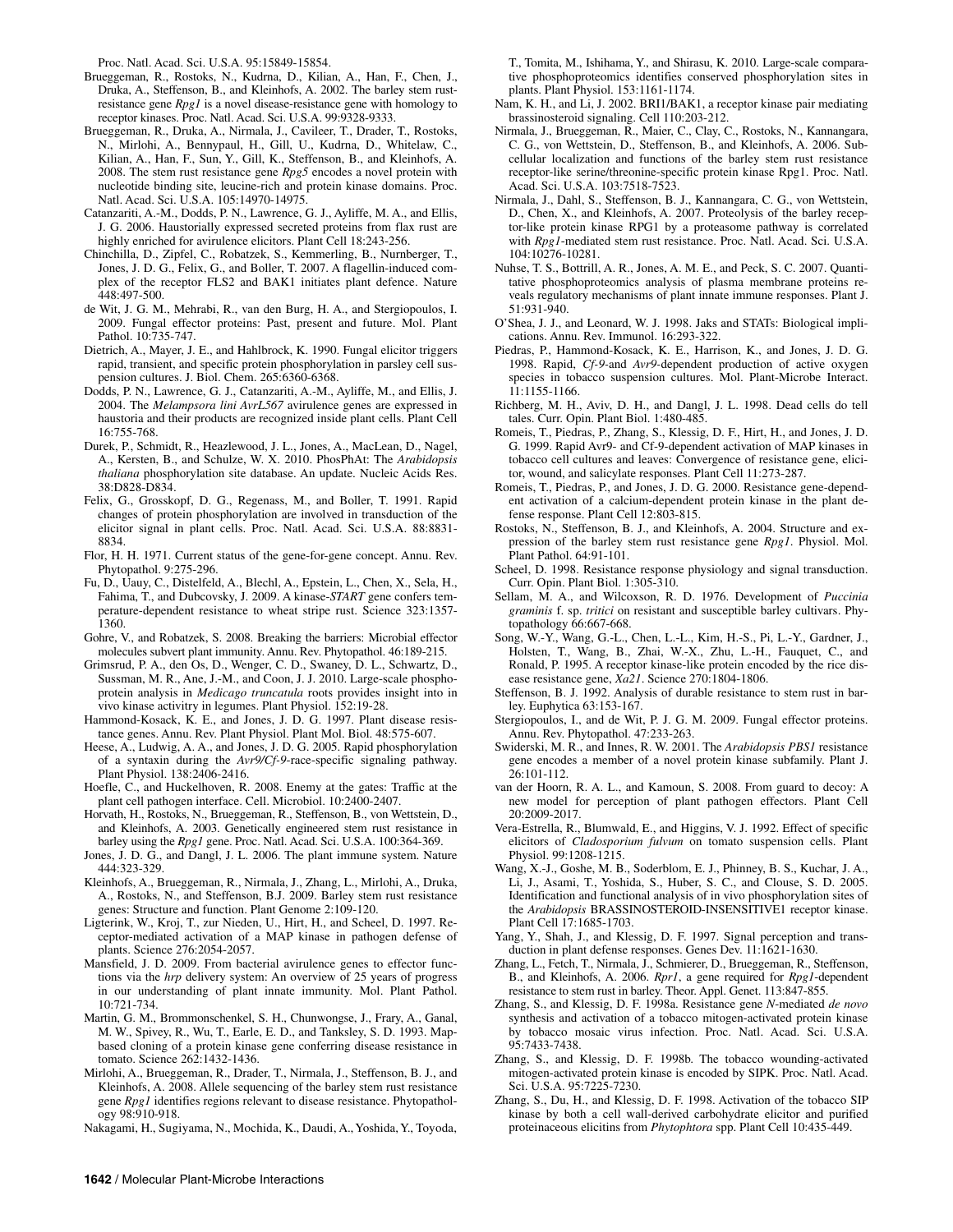Proc. Natl. Acad. Sci. U.S.A. 95:15849-15854.

Brueggeman, R., Rostoks, N., Kudrna, D., Kilian, A., Han, F., Chen, J., Druka, A., Steffenson, B., and Kleinhofs, A. 2002. The barley stem rust-resistance gene *Rpg1* is a novel disease-resistance gene with homology to receptor kinases. Proc. Natl. Acad. Sci. U.S.A. 99:9328-9333.

Brueggeman, R., Druka, A., Nirmala, J., Cavileer, T., Drader, T., Rostoks, N., Mirlohi, A., Bennypaul, H., Gill, U., Kudrna, D., Whitelaw, C., Kilian, A., Han, F., Sun, Y., Gill, K., Steffenson, B., and Kleinhofs, A. 2008. The stem rust resistance gene *Rpg5* encodes a novel protein with nucleotide binding site, leucine-rich and protein kinase domains. Proc. Natl. Acad. Sci. U.S.A. 105:14970-14975.

Catanzariti, A.-M., Dodds, P. N., Lawrence, G. J., Ayliffe, M. A., and Ellis, J. G. 2006. Haustorially expressed secreted proteins from flax rust are highly enriched for avirulence elicitors. Plant Cell 18:243-256.

Chinchilla, D., Zipfel, C., Robatzek, S., Kemmerling, B., Nurnberger, T., Jones, J. D. G., Felix, G., and Boller, T. 2007. A flagellin-induced complex of the receptor FLS2 and BAK1 initiates plant defence. Nature 448:497-500.

de Wit, J. G. M., Mehrabi, R., van den Burg, H. A., and Stergiopoulos, I. 2009. Fungal effector proteins: Past, present and future. Mol. Plant Pathol. 10:735-747.

Dietrich, A., Mayer, J. E., and Hahlbrock, K. 1990. Fungal elicitor triggers rapid, transient, and specific protein phosphorylation in parsley cell suspension cultures. J. Biol. Chem. 265:6360-6368.

Dodds, P. N., Lawrence, G. J., Catanzariti, A.-M., Ayliffe, M., and Ellis, J. 2004. The *Melampsora lini AvrL567* avirulence genes are expressed in haustoria and their products are recognized inside plant cells. Plant Cell 16:755-768.

Durek, P., Schmidt, R., Heazlewood, J. L., Jones, A., MacLean, D., Nagel, A., Kersten, B., and Schulze, W. X. 2010. PhosPhAt: The *Arabidopsis thaliana* phosphorylation site database. An update. Nucleic Acids Res. 38:D828-D834.

Felix, G., Grosskopf, D. G., Regenass, M., and Boller, T. 1991. Rapid changes of protein phosphorylation are involved in transduction of the elicitor signal in plant cells. Proc. Natl. Acad. Sci. U.S.A. 88:8831-8834.

Flor, H. H. 1971. Current status of the gene-for-gene concept. Annu. Rev. Phytopathol. 9:275-296.

Fu, D., Uauy, C., Distelfeld, A., Blechl, A., Epstein, L., Chen, X., Sela, H., Fahima, T., and Dubcovsky, J. 2009. A kinase-*START* gene confers temperature-dependent resistance to wheat stripe rust. Science 323:1357-1360.

Gohre, V., and Robatzek, S. 2008. Breaking the barriers: Microbial effector molecules subvert plant immunity. Annu. Rev. Phytopathol. 46:189-215.

Grimsrud, P. A., den Os, D., Wenger, C. D., Swaney, D. L., Schwartz, D., Sussman, M. R., Ane, J.-M., and Coon, J. J. 2010. Large-scale phosphoprotein analysis in *Medicago truncatula* roots provides insight into in vivo kinase activtiry in legumes. Plant Physiol. 152:19-28.

Hammond-Kosack, K. E., and Jones, J. D. G. 1997. Plant disease resistance genes. Annu. Rev. Plant Physiol. Plant Mol. Biol. 48:575-607.

Heese, A., Ludwig, A. A., and Jones, J. D. G. 2005. Rapid phosphorylation of a syntaxin during the *Avr9/Cf-9*-race-specific signaling pathway. Plant Physiol. 138:2406-2416.

Hoefle, C., and Huckelhoven, R. 2008. Enemy at the gates: Traffic at the plant cell pathogen interface. Cell. Microbiol. 10:2400-2407.

Horvath, H., Rostoks, N., Brueggeman, R., Steffenson, B., von Wettstein, D., and Kleinhofs, A. 2003. Genetically engineered stem rust resistance in barley using the *Rpg1* gene. Proc. Natl. Acad. Sci. U.S.A. 100:364-369.

Jones, J. D. G., and Dangl, J. L. 2006. The plant immune system. Nature 444:323-329.

Kleinhofs, A., Brueggeman, R., Nirmala, J., Zhang, L., Mirlohi, A., Druka, A., Rostoks, N., and Steffenson, B.J. 2009. Barley stem rust resistance genes: Structure and function. Plant Genome 2:109-120.

Ligterink, W., Kroj, T., zur Nieden, U., Hirt, H., and Scheel, D. 1997. Receptor-mediated activation of a MAP kinase in pathogen defense of plants. Science 276:2054-2057.

Mansfield, J. D. 2009. From bacterial avirulence genes to effector functions via the *hrp* delivery system: An overview of 25 years of progress in our understanding of plant innate immunity. Mol. Plant Pathol. 10:721-734.

Martin, G. M., Brommonschenkel, S. H., Chunwongse, J., Frary, A., Ganal, M. W., Spivey, R., Wu, T., Earle, E. D., and Tanksley, S. D. 1993. Map-based cloning of a protein kinase gene conferring disease resistance in tomato. Science 262:1432-1436.

Mirlohi, A., Brueggeman, R., Drader, T., Nirmala, J., Steffenson, B. J., and Kleinhofs, A. 2008. Allele sequencing of the barley stem rust resistance gene *Rpg1* identifies regions relevant to disease resistance. Phytopathology 98:910-918.

Nakagami, H., Sugiyama, N., Mochida, K., Daudi, A., Yoshida, Y., Toyoda, T., Tomita, M., Ishihama, Y., and Shirasu, K. 2010. Large-scale comparative phosphoproteomics identifies conserved phosphorylation sites in plants. Plant Physiol. 153:1161-1174.

Nam, K. H., and Li, J. 2002. BRI1/BAK1, a receptor kinase pair mediating brassinosteroid signaling. Cell 110:203-212.

Nirmala, J., Brueggeman, R., Maier, C., Clay, C., Rostoks, N., Kannangara, C. G., von Wettstein, D., Steffenson, B., and Kleinhofs, A. 2006. Subcellular localization and functions of the barley stem rust resistance receptor-like serine/threonine-specific protein kinase Rpg1. Proc. Natl. Acad. Sci. U.S.A. 103:7518-7523.

Nirmala, J., Dahl, S., Steffenson, B. J., Kannangara, C. G., von Wettstein, D., Chen, X., and Kleinhofs, A. 2007. Proteolysis of the barley receptor-like protein kinase RPG1 by a proteasome pathway is correlated with *Rpg1*-mediated stem rust resistance. Proc. Natl. Acad. Sci. U.S.A. 104:10276-10281.

Nuhse, T. S., Bottrill, A. R., Jones, A. M. E., and Peck, S. C. 2007. Quantitative phosphoproteomics analysis of plasma membrane proteins reveals regulatory mechanisms of plant innate immune responses. Plant J. 51:931-940.

O'Shea, J. J., and Leonard, W. J. 1998. Jaks and STATs: Biological implications. Annu. Rev. Immunol. 16:293-322.

Piedras, P., Hammond-Kosack, K. E., Harrison, K., and Jones, J. D. G. 1998. Rapid, *Cf-9*-and *Avr9*-dependent production of active oxygen species in tobacco suspension cultures. Mol. Plant-Microbe Interact. 11:1155-1166.

Richberg, M. H., Aviv, D. H., and Dangl, J. L. 1998. Dead cells do tell tales. Curr. Opin. Plant Biol. 1:480-485.

Romeis, T., Piedras, P., Zhang, S., Klessig, D. F., Hirt, H., and Jones, J. D. G. 1999. Rapid Avr9- and Cf-9-dependent activation of MAP kinases in tobacco cell cultures and leaves: Convergence of resistance gene, elicitor, wound, and salicylate responses. Plant Cell 11:273-287.

Romeis, T., Piedras, P., and Jones, J. D. G. 2000. Resistance gene-dependent activation of a calcium-dependent protein kinase in the plant defense response. Plant Cell 12:803-815.

Rostoks, N., Steffenson, B. J., and Kleinhofs, A. 2004. Structure and expression of the barley stem rust resistance gene *Rpg1*. Physiol. Mol. Plant Pathol. 64:91-101.

Scheel, D. 1998. Resistance response physiology and signal transduction. Curr. Opin. Plant Biol. 1:305-310.

Sellam, M. A., and Wilcoxson, R. D. 1976. Development of *Puccinia graminis* f. sp. *tritici* on resistant and susceptible barley cultivars. Phytopathology 66:667-668.

Song, W.-Y., Wang, G.-L., Chen, L.-L., Kim, H.-S., Pi, L.-Y., Gardner, J., Holsten, T., Wang, B., Zhai, W.-X., Zhu, L.-H., Fauquet, C., and Ronald, P. 1995. A receptor kinase-like protein encoded by the rice disease resistance gene, *Xa21*. Science 270:1804-1806.

Steffenson, B. J. 1992. Analysis of durable resistance to stem rust in barley. Euphytica 63:153-167.

Stergiopoulos, I., and de Wit, P. J. G. M. 2009. Fungal effector proteins. Annu. Rev. Phytopathol. 47:233-263.

Swiderski, M. R., and Innes, R. W. 2001. The *Arabidopsis PBS1* resistance gene encodes a member of a novel protein kinase subfamily. Plant J. 26:101-112.

van der Hoorn, R. A. L., and Kamoun, S. 2008. From guard to decoy: A new model for perception of plant pathogen effectors. Plant Cell 20:2009-2017.

Vera-Estrella, R., Blumwald, E., and Higgins, V. J. 1992. Effect of specific elicitors of *Cladosporium fulvum* on tomato suspension cells. Plant Physiol. 99:1208-1215.

Wang, X.-J., Goshe, M. B., Soderblom, E. J., Phinney, B. S., Kuchar, J. A., Li, J., Asami, T., Yoshida, S., Huber, S. C., and Clouse, S. D. 2005. Identification and functional analysis of in vivo phosphorylation sites of the *Arabidopsis* BRASSINOSTEROID-INSENSITIVE1 receptor kinase. Plant Cell 17:1685-1703.

Yang, Y., Shah, J., and Klessig, D. F. 1997. Signal perception and transduction in plant defense responses. Genes Dev. 11:1621-1630.

Zhang, L., Fetch, T., Nirmala, J., Schmierer, D., Brueggeman, R., Steffenson, B., and Kleinhofs, A. 2006. *Rpr1*, a gene required for *Rpg1*-dependent resistance to stem rust in barley. Theor. Appl. Genet. 113:847-855.

Zhang, S., and Klessig, D. F. 1998a. Resistance gene *N*-mediated *de novo* synthesis and activation of a tobacco mitogen-activated protein kinase by tobacco mosaic virus infection. Proc. Natl. Acad. Sci. U.S.A. 95:7433-7438.

Zhang, S., and Klessig, D. F. 1998b. The tobacco wounding-activated mitogen-activated protein kinase is encoded by SIPK. Proc. Natl. Acad. Sci. U.S.A. 95:7225-7230.

Zhang, S., Du, H., and Klessig, D. F. 1998. Activation of the tobacco SIP kinase by both a cell wall-derived carbohydrate elicitor and purified proteinaceous elicitins from *Phytophtora* spp. Plant Cell 10:435-449.